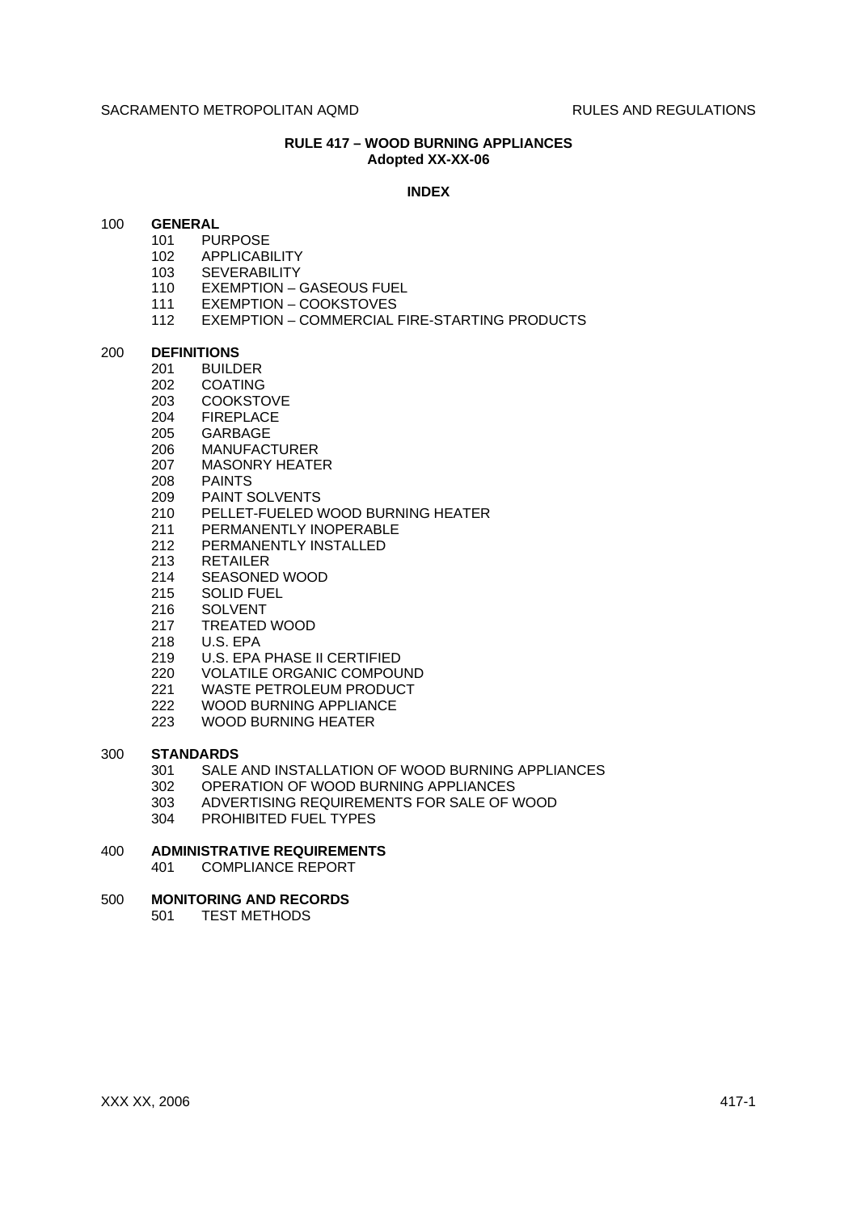# RULE 417 – WOOD BURNING APPLIANCES

**Adopted XX-XX-06**

## INDEX

**100 GENERAL**

- 101 PURPOSE
- 102 APPLICABILITY
- 103 SEVERABILITY
- 110 EXEMPTION – GASEOUS FUEL
- 111 EXEMPTION – COOKSTOVES
- 112 EXEMPTION – COMMERCIAL FIRE-STARTING PRODUCTS

**200 DEFINITIONS**

- 201 BUILDER
- 202 COATING
- 203 COOKSTOVE
- 204 FIREPLACE
- 205 GARBAGE
- 206 MANUFACTURER
- 207 MASONRY HEATER
- 208 PAINTS
- 209 PAINT SOLVENTS
- 210 PELLET-FUELED WOOD BURNING HEATER
- 211 PERMANENTLY INOPERABLE
- 212 PERMANENTLY INSTALLED
- 213 RETAILER
- 214 SEASONED WOOD
- 215 SOLID FUEL
- 216 SOLVENT
- 217 TREATED WOOD
- 218 U.S. EPA
- 219 U.S. EPA PHASE II CERTIFIED
- 220 VOLATILE ORGANIC COMPOUND
- 221 WASTE PETROLEUM PRODUCT
- 222 WOOD BURNING APPLIANCE
- 223 WOOD BURNING HEATER

**300 STANDARDS**

- 301 SALE AND INSTALLATION OF WOOD BURNING APPLIANCES
- 302 OPERATION OF WOOD BURNING APPLIANCES
- 303 ADVERTISING REQUIREMENTS FOR SALE OF WOOD
- 304 PROHIBITED FUEL TYPES

**400 ADMINISTRATIVE REQUIREMENTS**

- 401 COMPLIANCE REPORT

**500 MONITORING AND RECORDS**

- 501 TEST METHODS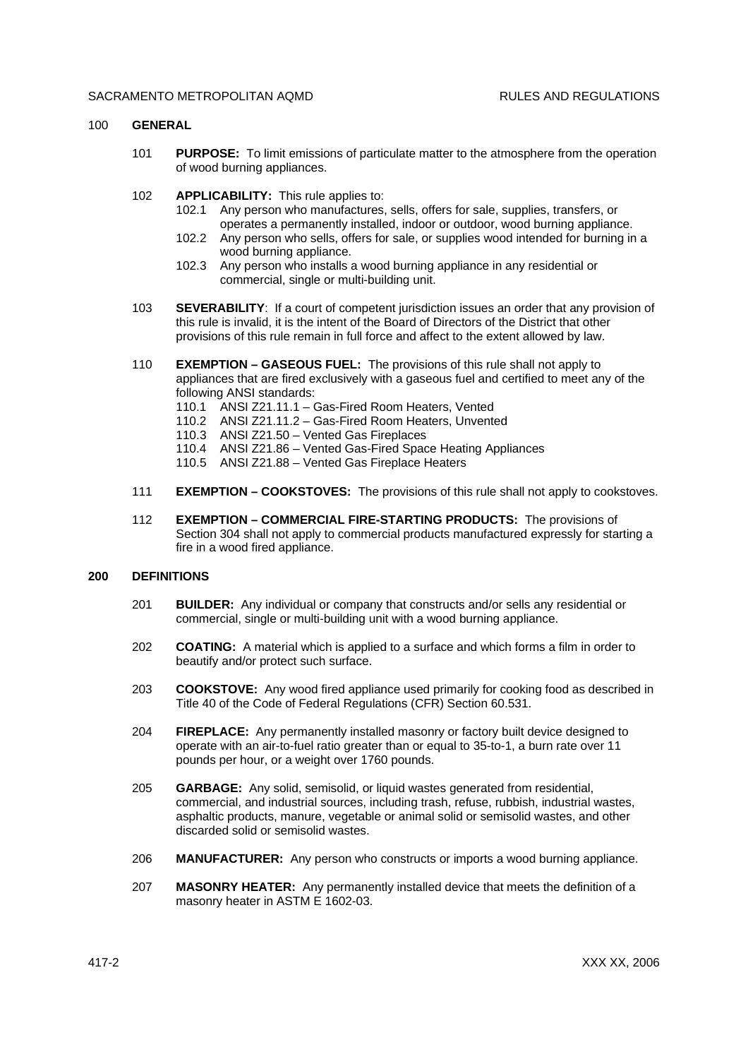## 100 GENERAL

101 **PURPOSE:** To limit emissions of particulate matter to the atmosphere from the operation of wood burning appliances.

102 **APPLICABILITY:** This rule applies to:

102.1 Any person who manufactures, sells, offers for sale, supplies, transfers, or operates a permanently installed, indoor or outdoor, wood burning appliance.

102.2 Any person who sells, offers for sale, or supplies wood intended for burning in a wood burning appliance.

102.3 Any person who installs a wood burning appliance in any residential or commercial, single or multi-building unit.

103 **SEVERABILITY**: If a court of competent jurisdiction issues an order that any provision of this rule is invalid, it is the intent of the Board of Directors of the District that other provisions of this rule remain in full force and affect to the extent allowed by law.

110 **EXEMPTION – GASEOUS FUEL:** The provisions of this rule shall not apply to appliances that are fired exclusively with a gaseous fuel and certified to meet any of the following ANSI standards:

110.1 ANSI Z21.11.1 – Gas-Fired Room Heaters, Vented

110.2 ANSI Z21.11.2 – Gas-Fired Room Heaters, Unvented

110.3 ANSI Z21.50 – Vented Gas Fireplaces

110.4 ANSI Z21.86 – Vented Gas-Fired Space Heating Appliances

110.5 ANSI Z21.88 – Vented Gas Fireplace Heaters

111 **EXEMPTION – COOKSTOVES:** The provisions of this rule shall not apply to cookstoves.

112 **EXEMPTION – COMMERCIAL FIRE-STARTING PRODUCTS:** The provisions of Section 304 shall not apply to commercial products manufactured expressly for starting a fire in a wood fired appliance.

## 200 DEFINITIONS

201 **BUILDER:** Any individual or company that constructs and/or sells any residential or commercial, single or multi-building unit with a wood burning appliance.

202 **COATING:** A material which is applied to a surface and which forms a film in order to beautify and/or protect such surface.

203 **COOKSTOVE:** Any wood fired appliance used primarily for cooking food as described in Title 40 of the Code of Federal Regulations (CFR) Section 60.531.

204 **FIREPLACE:** Any permanently installed masonry or factory built device designed to operate with an air-to-fuel ratio greater than or equal to 35-to-1, a burn rate over 11 pounds per hour, or a weight over 1760 pounds.

205 **GARBAGE:** Any solid, semisolid, or liquid wastes generated from residential, commercial, and industrial sources, including trash, refuse, rubbish, industrial wastes, asphaltic products, manure, vegetable or animal solid or semisolid wastes, and other discarded solid or semisolid wastes.

206 **MANUFACTURER:** Any person who constructs or imports a wood burning appliance.

207 **MASONRY HEATER:** Any permanently installed device that meets the definition of a masonry heater in ASTM E 1602-03.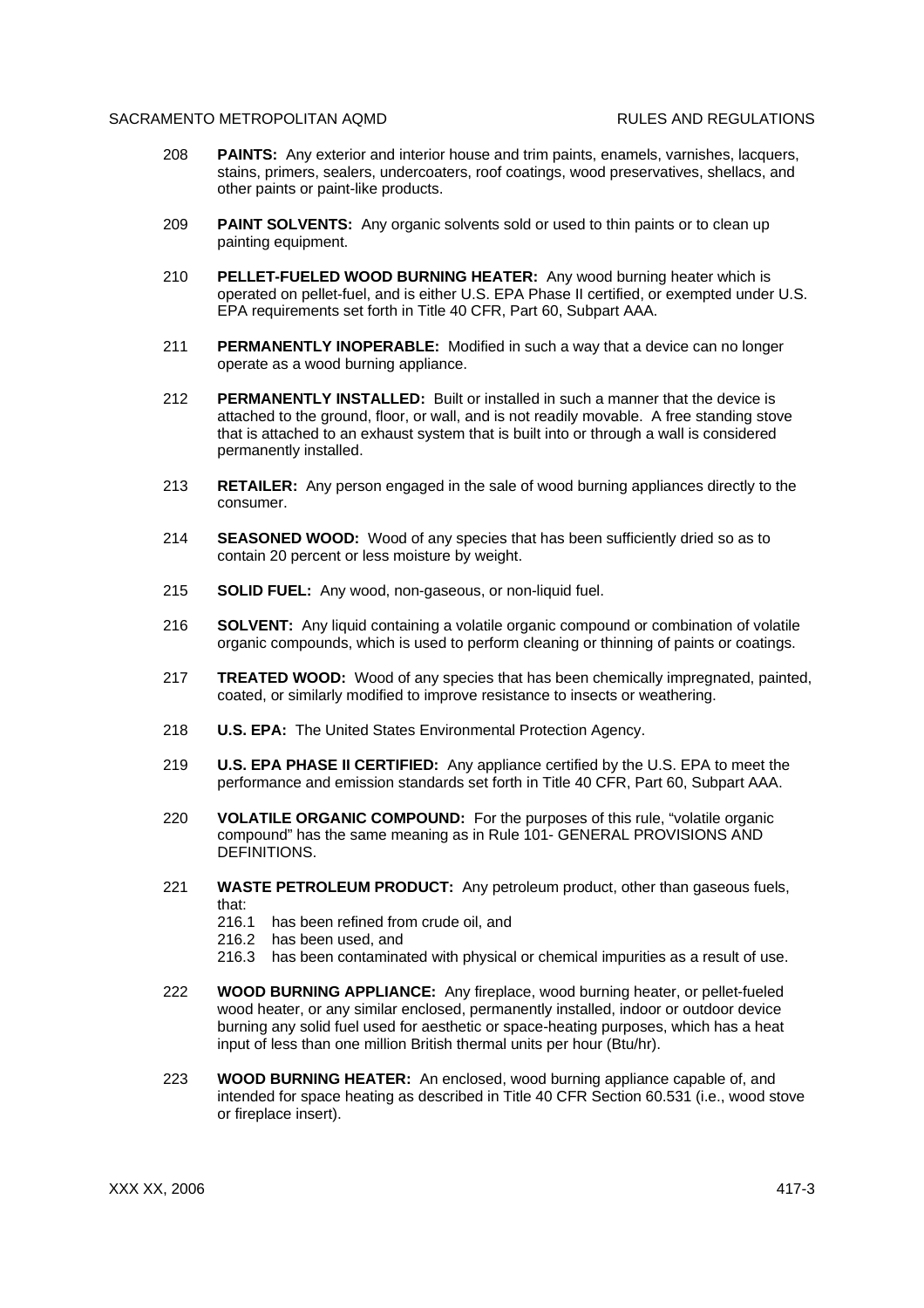208 **PAINTS:** Any exterior and interior house and trim paints, enamels, varnishes, lacquers, stains, primers, sealers, undercoaters, roof coatings, wood preservatives, shellacs, and other paints or paint-like products.

209 **PAINT SOLVENTS:** Any organic solvents sold or used to thin paints or to clean up painting equipment.

210 **PELLET-FUELED WOOD BURNING HEATER:** Any wood burning heater which is operated on pellet-fuel, and is either U.S. EPA Phase II certified, or exempted under U.S. EPA requirements set forth in Title 40 CFR, Part 60, Subpart AAA.

211 **PERMANENTLY INOPERABLE:** Modified in such a way that a device can no longer operate as a wood burning appliance.

212 **PERMANENTLY INSTALLED:** Built or installed in such a manner that the device is attached to the ground, floor, or wall, and is not readily movable. A free standing stove that is attached to an exhaust system that is built into or through a wall is considered permanently installed.

213 **RETAILER:** Any person engaged in the sale of wood burning appliances directly to the consumer.

214 **SEASONED WOOD:** Wood of any species that has been sufficiently dried so as to contain 20 percent or less moisture by weight.

215 **SOLID FUEL:** Any wood, non-gaseous, or non-liquid fuel.

216 **SOLVENT:** Any liquid containing a volatile organic compound or combination of volatile organic compounds, which is used to perform cleaning or thinning of paints or coatings.

217 **TREATED WOOD:** Wood of any species that has been chemically impregnated, painted, coated, or similarly modified to improve resistance to insects or weathering.

218 **U.S. EPA:** The United States Environmental Protection Agency.

219 **U.S. EPA PHASE II CERTIFIED:** Any appliance certified by the U.S. EPA to meet the performance and emission standards set forth in Title 40 CFR, Part 60, Subpart AAA.

220 **VOLATILE ORGANIC COMPOUND:** For the purposes of this rule, "volatile organic compound" has the same meaning as in Rule 101- GENERAL PROVISIONS AND DEFINITIONS.

221 **WASTE PETROLEUM PRODUCT:** Any petroleum product, other than gaseous fuels, that:

- 216.1 has been refined from crude oil, and
- 216.2 has been used, and
- 216.3 has been contaminated with physical or chemical impurities as a result of use.

222 **WOOD BURNING APPLIANCE:** Any fireplace, wood burning heater, or pellet-fueled wood heater, or any similar enclosed, permanently installed, indoor or outdoor device burning any solid fuel used for aesthetic or space-heating purposes, which has a heat input of less than one million British thermal units per hour (Btu/hr).

223 **WOOD BURNING HEATER:** An enclosed, wood burning appliance capable of, and intended for space heating as described in Title 40 CFR Section 60.531 (i.e., wood stove or fireplace insert).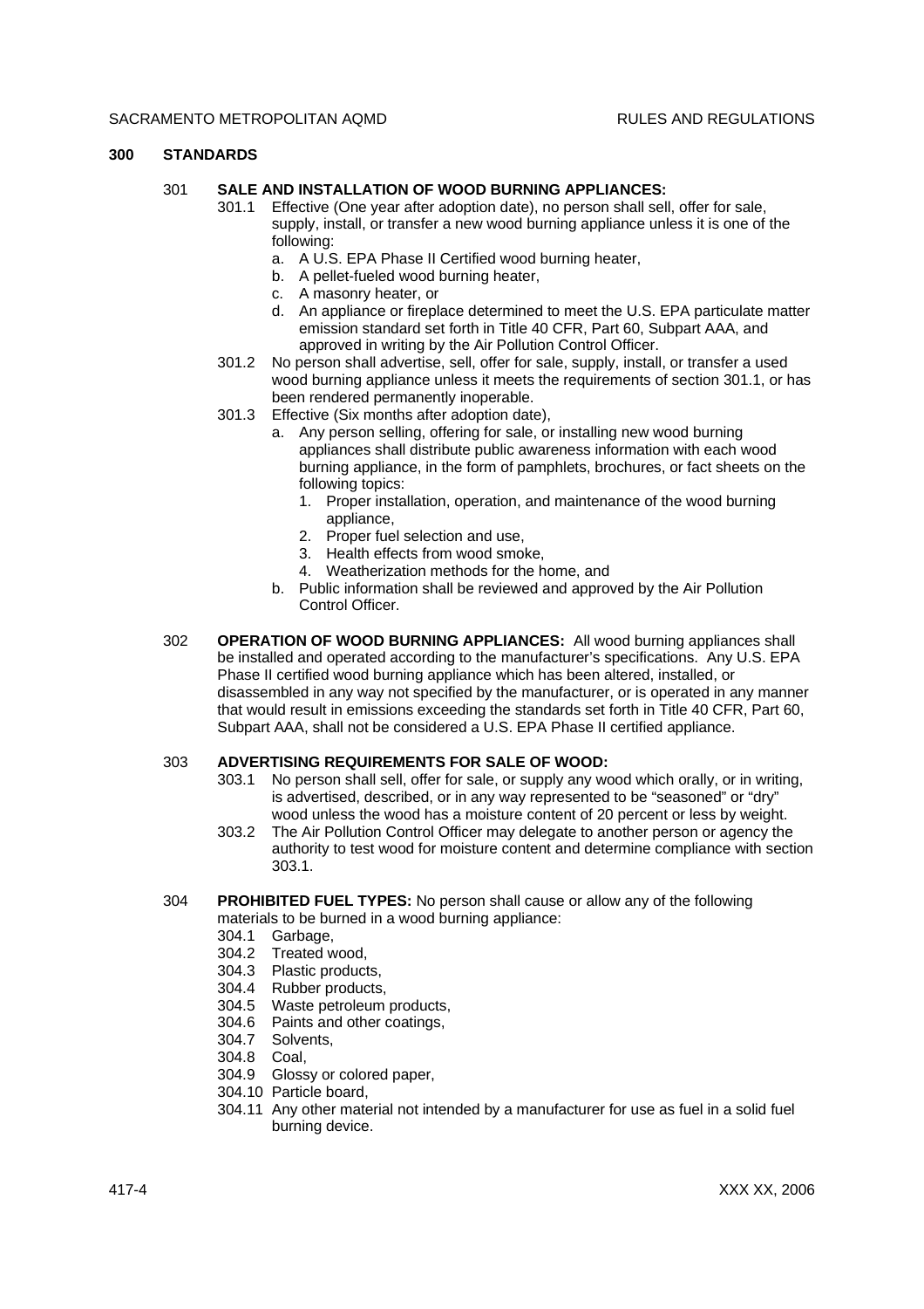## 300 STANDARDS

301 **SALE AND INSTALLATION OF WOOD BURNING APPLIANCES:**

301.1 Effective (One year after adoption date), no person shall sell, offer for sale, supply, install, or transfer a new wood burning appliance unless it is one of the following:

a. A U.S. EPA Phase II Certified wood burning heater,
b. A pellet-fueled wood burning heater,
c. A masonry heater, or
d. An appliance or fireplace determined to meet the U.S. EPA particulate matter emission standard set forth in Title 40 CFR, Part 60, Subpart AAA, and approved in writing by the Air Pollution Control Officer.

301.2 No person shall advertise, sell, offer for sale, supply, install, or transfer a used wood burning appliance unless it meets the requirements of section 301.1, or has been rendered permanently inoperable.

301.3 Effective (Six months after adoption date),

a. Any person selling, offering for sale, or installing new wood burning appliances shall distribute public awareness information with each wood burning appliance, in the form of pamphlets, brochures, or fact sheets on the following topics:
   1. Proper installation, operation, and maintenance of the wood burning appliance,
   2. Proper fuel selection and use,
   3. Health effects from wood smoke,
   4. Weatherization methods for the home, and
b. Public information shall be reviewed and approved by the Air Pollution Control Officer.

302 **OPERATION OF WOOD BURNING APPLIANCES:** All wood burning appliances shall be installed and operated according to the manufacturer's specifications. Any U.S. EPA Phase II certified wood burning appliance which has been altered, installed, or disassembled in any way not specified by the manufacturer, or is operated in any manner that would result in emissions exceeding the standards set forth in Title 40 CFR, Part 60, Subpart AAA, shall not be considered a U.S. EPA Phase II certified appliance.

303 **ADVERTISING REQUIREMENTS FOR SALE OF WOOD:**

303.1 No person shall sell, offer for sale, or supply any wood which orally, or in writing, is advertised, described, or in any way represented to be "seasoned" or "dry" wood unless the wood has a moisture content of 20 percent or less by weight.

303.2 The Air Pollution Control Officer may delegate to another person or agency the authority to test wood for moisture content and determine compliance with section 303.1.

304 **PROHIBITED FUEL TYPES:** No person shall cause or allow any of the following materials to be burned in a wood burning appliance:

304.1 Garbage,
304.2 Treated wood,
304.3 Plastic products,
304.4 Rubber products,
304.5 Waste petroleum products,
304.6 Paints and other coatings,
304.7 Solvents,
304.8 Coal,
304.9 Glossy or colored paper,
304.10 Particle board,
304.11 Any other material not intended by a manufacturer for use as fuel in a solid fuel burning device.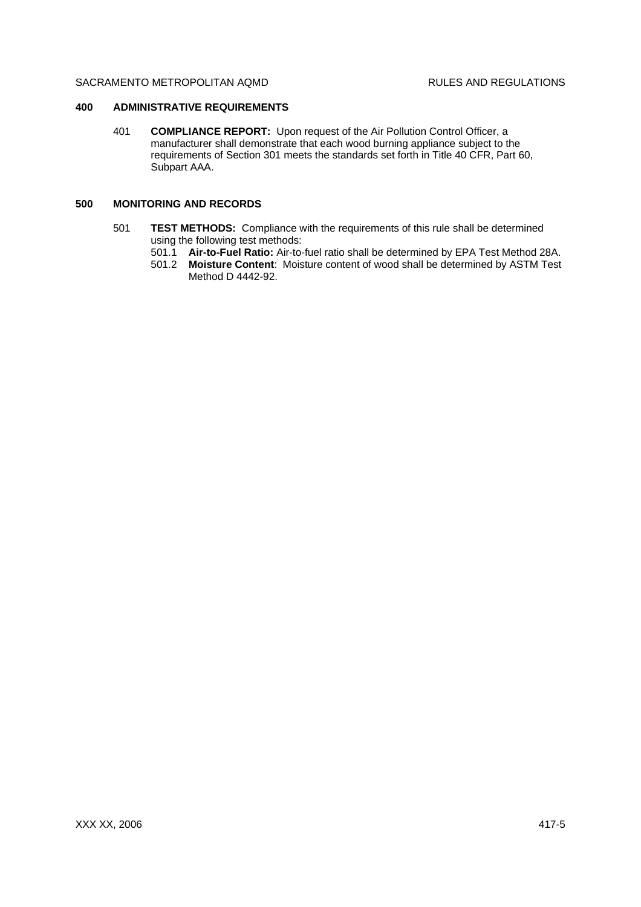## 400 ADMINISTRATIVE REQUIREMENTS

401 **COMPLIANCE REPORT:** Upon request of the Air Pollution Control Officer, a manufacturer shall demonstrate that each wood burning appliance subject to the requirements of Section 301 meets the standards set forth in Title 40 CFR, Part 60, Subpart AAA.

## 500 MONITORING AND RECORDS

501 **TEST METHODS:** Compliance with the requirements of this rule shall be determined using the following test methods:

501.1 **Air-to-Fuel Ratio:** Air-to-fuel ratio shall be determined by EPA Test Method 28A.

501.2 **Moisture Content**: Moisture content of wood shall be determined by ASTM Test Method D 4442-92.